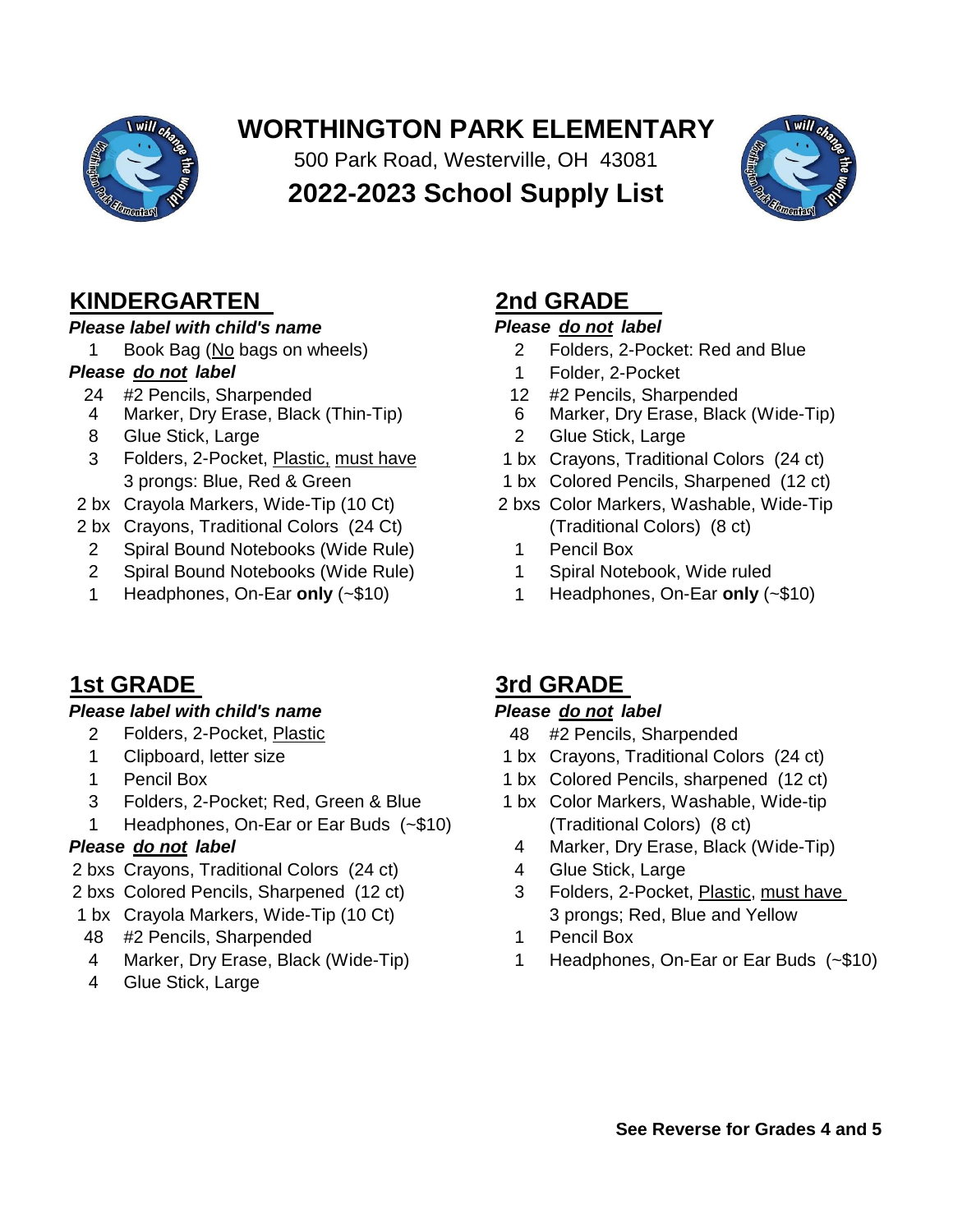# WORTHINGTON PARK ELEMENTARY

500 Park Road, Westerville, OH 43081

## 2022-2023 School Supply List

## KINDERGARTEN

***Please label with child's name***

- 1 Book Bag (No bags on wheels)

***Please do not label***

- 24 #2 Pencils, Sharpended
- 4 Marker, Dry Erase, Black (Thin-Tip)
- 8 Glue Stick, Large
- 3 Folders, 2-Pocket, Plastic, must have 3 prongs: Blue, Red & Green
- 2 bx Crayola Markers, Wide-Tip (10 Ct)
- 2 bx Crayons, Traditional Colors (24 Ct)
- 2 Spiral Bound Notebooks (Wide Rule)
- 2 Spiral Bound Notebooks (Wide Rule)
- 1 Headphones, On-Ear **only** (~$10)

## 1st GRADE

***Please label with child's name***

- 2 Folders, 2-Pocket, Plastic
- 1 Clipboard, letter size
- 1 Pencil Box
- 3 Folders, 2-Pocket; Red, Green & Blue
- 1 Headphones, On-Ear or Ear Buds (~$10)

***Please do not label***

- 2 bxs Crayons, Traditional Colors (24 ct)
- 2 bxs Colored Pencils, Sharpened (12 ct)
- 1 bx Crayola Markers, Wide-Tip (10 Ct)
- 48 #2 Pencils, Sharpended
- 4 Marker, Dry Erase, Black (Wide-Tip)
- 4 Glue Stick, Large

## 2nd GRADE

***Please do not label***

- 2 Folders, 2-Pocket: Red and Blue
- 1 Folder, 2-Pocket
- 12 #2 Pencils, Sharpended
- 6 Marker, Dry Erase, Black (Wide-Tip)
- 2 Glue Stick, Large
- 1 bx Crayons, Traditional Colors (24 ct)
- 1 bx Colored Pencils, Sharpened (12 ct)
- 2 bxs Color Markers, Washable, Wide-Tip (Traditional Colors) (8 ct)
- 1 Pencil Box
- 1 Spiral Notebook, Wide ruled
- 1 Headphones, On-Ear **only** (~$10)

## 3rd GRADE

***Please do not label***

- 48 #2 Pencils, Sharpended
- 1 bx Crayons, Traditional Colors (24 ct)
- 1 bx Colored Pencils, sharpened (12 ct)
- 1 bx Color Markers, Washable, Wide-tip (Traditional Colors) (8 ct)
- 4 Marker, Dry Erase, Black (Wide-Tip)
- 4 Glue Stick, Large
- 3 Folders, 2-Pocket, Plastic, must have 3 prongs; Red, Blue and Yellow
- 1 Pencil Box
- 1 Headphones, On-Ear or Ear Buds (~$10)

**See Reverse for Grades 4 and 5**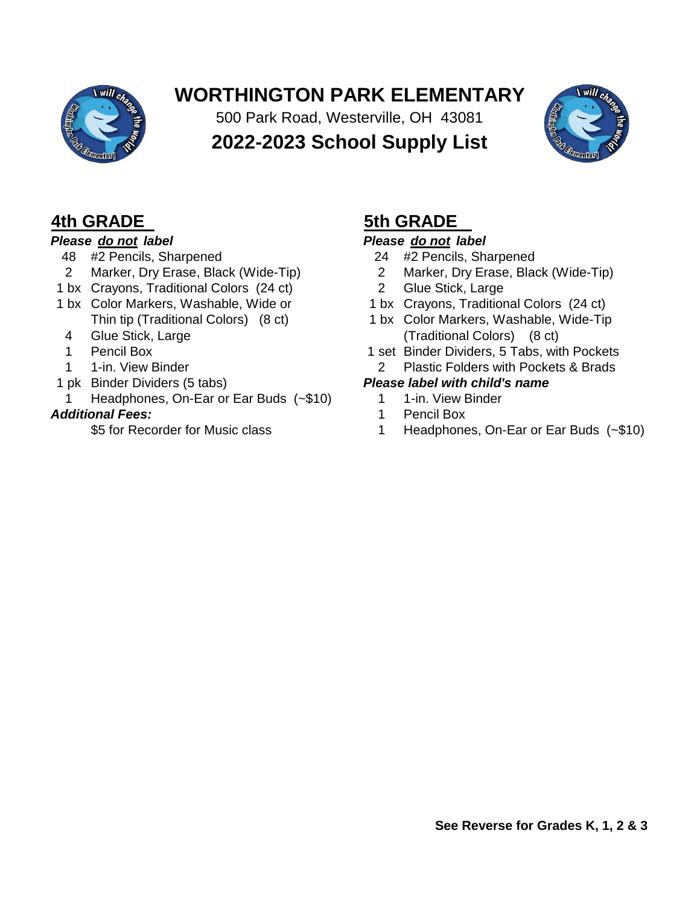# WORTHINGTON PARK ELEMENTARY

500 Park Road, Westerville, OH 43081

## 2022-2023 School Supply List

## 4th GRADE

***Please do not label***

- 48 #2 Pencils, Sharpened
- 2 Marker, Dry Erase, Black (Wide-Tip)
- 1 bx Crayons, Traditional Colors (24 ct)
- 1 bx Color Markers, Washable, Wide or Thin tip (Traditional Colors) (8 ct)
- 4 Glue Stick, Large
- 1 Pencil Box
- 1 1-in. View Binder
- 1 pk Binder Dividers (5 tabs)
- 1 Headphones, On-Ear or Ear Buds (~$10)

***Additional Fees:***

$5 for Recorder for Music class

## 5th GRADE

***Please do not label***

- 24 #2 Pencils, Sharpened
- 2 Marker, Dry Erase, Black (Wide-Tip)
- 2 Glue Stick, Large
- 1 bx Crayons, Traditional Colors (24 ct)
- 1 bx Color Markers, Washable, Wide-Tip (Traditional Colors) (8 ct)
- 1 set Binder Dividers, 5 Tabs, with Pockets
- 2 Plastic Folders with Pockets & Brads

***Please label with child's name***

- 1 1-in. View Binder
- 1 Pencil Box
- 1 Headphones, On-Ear or Ear Buds (~$10)

**See Reverse for Grades K, 1, 2 & 3**